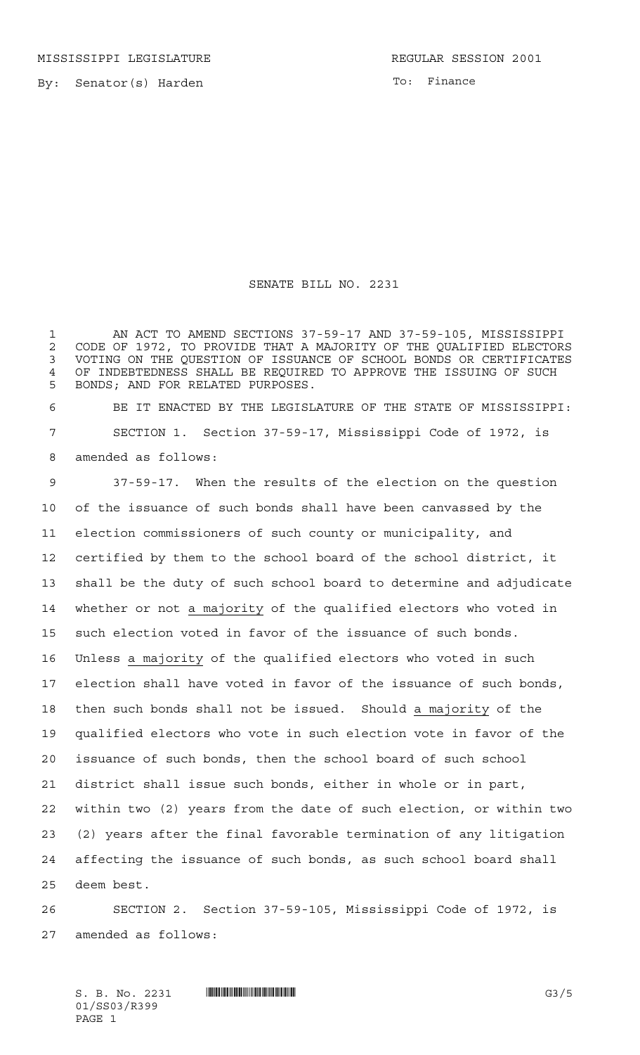MISSISSIPPI LEGISLATURE REGULAR SESSION 2001

By: Senator(s) Harden

To: Finance

# SENATE BILL NO. 2231

AN ACT TO AMEND SECTIONS 37-59-17 AND 37-59-105, MISSISSIPPI CODE OF 1972, TO PROVIDE THAT A MAJORITY OF THE QUALIFIED ELECTORS VOTING ON THE QUESTION OF ISSUANCE OF SCHOOL BONDS OR CERTIFICATES OF INDEBTEDNESS SHALL BE REQUIRED TO APPROVE THE ISSUING OF SUCH BONDS; AND FOR RELATED PURPOSES.

BE IT ENACTED BY THE LEGISLATURE OF THE STATE OF MISSISSIPPI:

SECTION 1. Section 37-59-17, Mississippi Code of 1972, is amended as follows:

37-59-17. When the results of the election on the question of the issuance of such bonds shall have been canvassed by the election commissioners of such county or municipality, and certified by them to the school board of the school district, it shall be the duty of such school board to determine and adjudicate whether or not a majority of the qualified electors who voted in such election voted in favor of the issuance of such bonds. Unless a majority of the qualified electors who voted in such election shall have voted in favor of the issuance of such bonds, then such bonds shall not be issued. Should a majority of the qualified electors who vote in such election vote in favor of the issuance of such bonds, then the school board of such school district shall issue such bonds, either in whole or in part, within two (2) years from the date of such election, or within two (2) years after the final favorable termination of any litigation affecting the issuance of such bonds, as such school board shall deem best.

SECTION 2. Section 37-59-105, Mississippi Code of 1972, is amended as follows: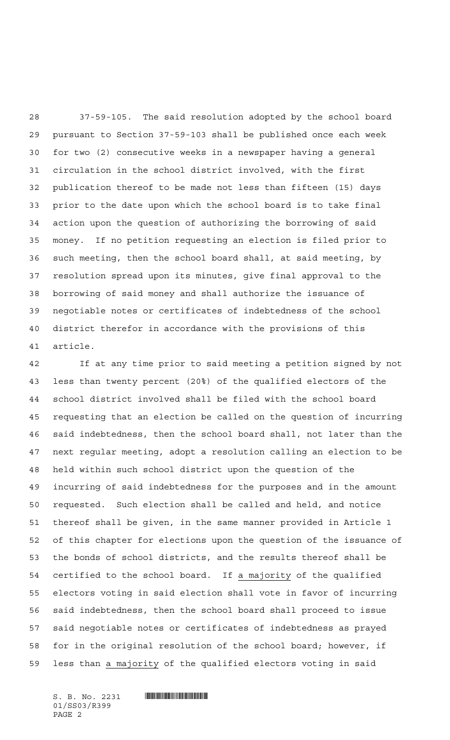37-59-105. The said resolution adopted by the school board pursuant to Section 37-59-103 shall be published once each week for two (2) consecutive weeks in a newspaper having a general circulation in the school district involved, with the first publication thereof to be made not less than fifteen (15) days prior to the date upon which the school board is to take final action upon the question of authorizing the borrowing of said money. If no petition requesting an election is filed prior to such meeting, then the school board shall, at said meeting, by resolution spread upon its minutes, give final approval to the borrowing of said money and shall authorize the issuance of negotiable notes or certificates of indebtedness of the school district therefor in accordance with the provisions of this article.

If at any time prior to said meeting a petition signed by not less than twenty percent (20%) of the qualified electors of the school district involved shall be filed with the school board requesting that an election be called on the question of incurring said indebtedness, then the school board shall, not later than the next regular meeting, adopt a resolution calling an election to be held within such school district upon the question of the incurring of said indebtedness for the purposes and in the amount requested. Such election shall be called and held, and notice thereof shall be given, in the same manner provided in Article 1 of this chapter for elections upon the question of the issuance of the bonds of school districts, and the results thereof shall be certified to the school board. If a majority of the qualified electors voting in said election shall vote in favor of incurring said indebtedness, then the school board shall proceed to issue said negotiable notes or certificates of indebtedness as prayed for in the original resolution of the school board; however, if less than a majority of the qualified electors voting in said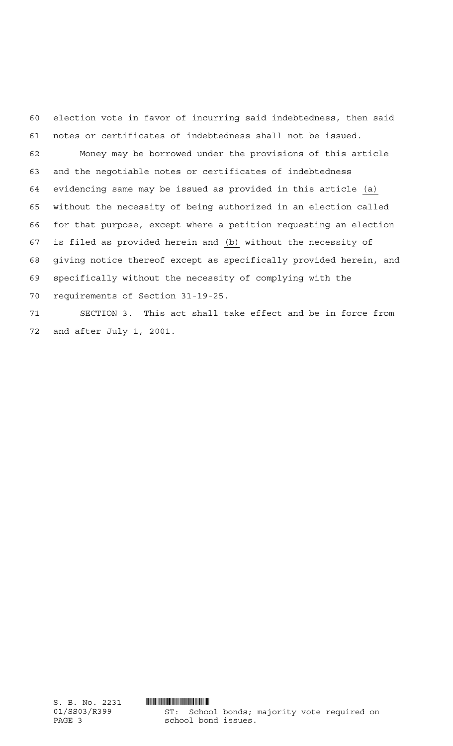election vote in favor of incurring said indebtedness, then said notes or certificates of indebtedness shall not be issued.

Money may be borrowed under the provisions of this article and the negotiable notes or certificates of indebtedness evidencing same may be issued as provided in this article (a) without the necessity of being authorized in an election called for that purpose, except where a petition requesting an election is filed as provided herein and (b) without the necessity of giving notice thereof except as specifically provided herein, and specifically without the necessity of complying with the requirements of Section 31-19-25.

SECTION 3. This act shall take effect and be in force from and after July 1, 2001.